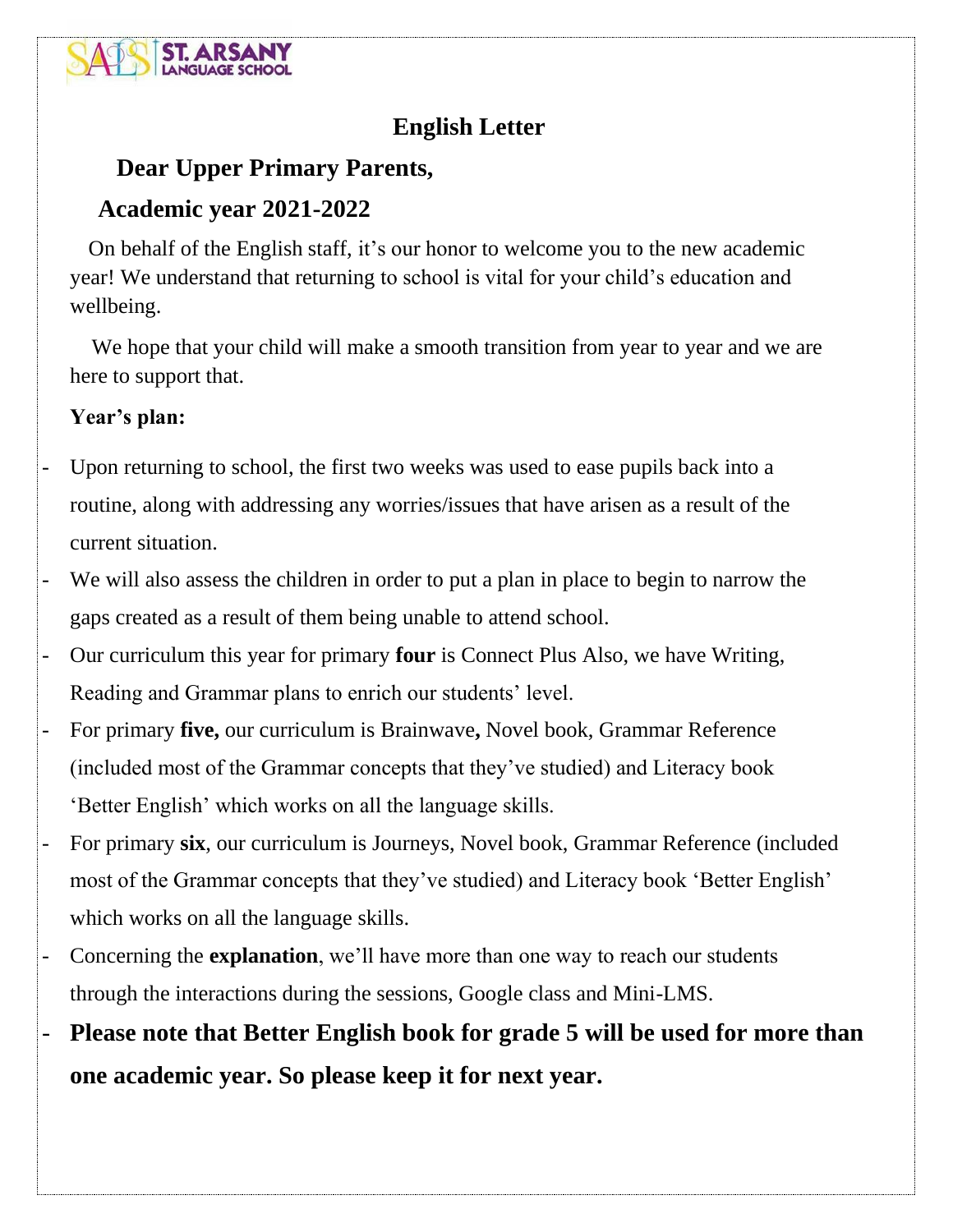**ST. ARSANY LANGUAGE SCHOOL**

# English Letter

## Dear Upper Primary Parents,

## Academic year 2021-2022

On behalf of the English staff, it's our honor to welcome you to the new academic year! We understand that returning to school is vital for your child's education and wellbeing.

We hope that your child will make a smooth transition from year to year and we are here to support that.

**Year's plan:**

- Upon returning to school, the first two weeks was used to ease pupils back into a routine, along with addressing any worries/issues that have arisen as a result of the current situation.
- We will also assess the children in order to put a plan in place to begin to narrow the gaps created as a result of them being unable to attend school.
- Our curriculum this year for primary **four** is Connect Plus Also, we have Writing, Reading and Grammar plans to enrich our students' level.
- For primary **five,** our curriculum is Brainwave**,** Novel book, Grammar Reference (included most of the Grammar concepts that they've studied) and Literacy book 'Better English' which works on all the language skills.
- For primary **six**, our curriculum is Journeys, Novel book, Grammar Reference (included most of the Grammar concepts that they've studied) and Literacy book 'Better English' which works on all the language skills.
- Concerning the **explanation**, we'll have more than one way to reach our students through the interactions during the sessions, Google class and Mini-LMS.
- **Please note that Better English book for grade 5 will be used for more than one academic year. So please keep it for next year.**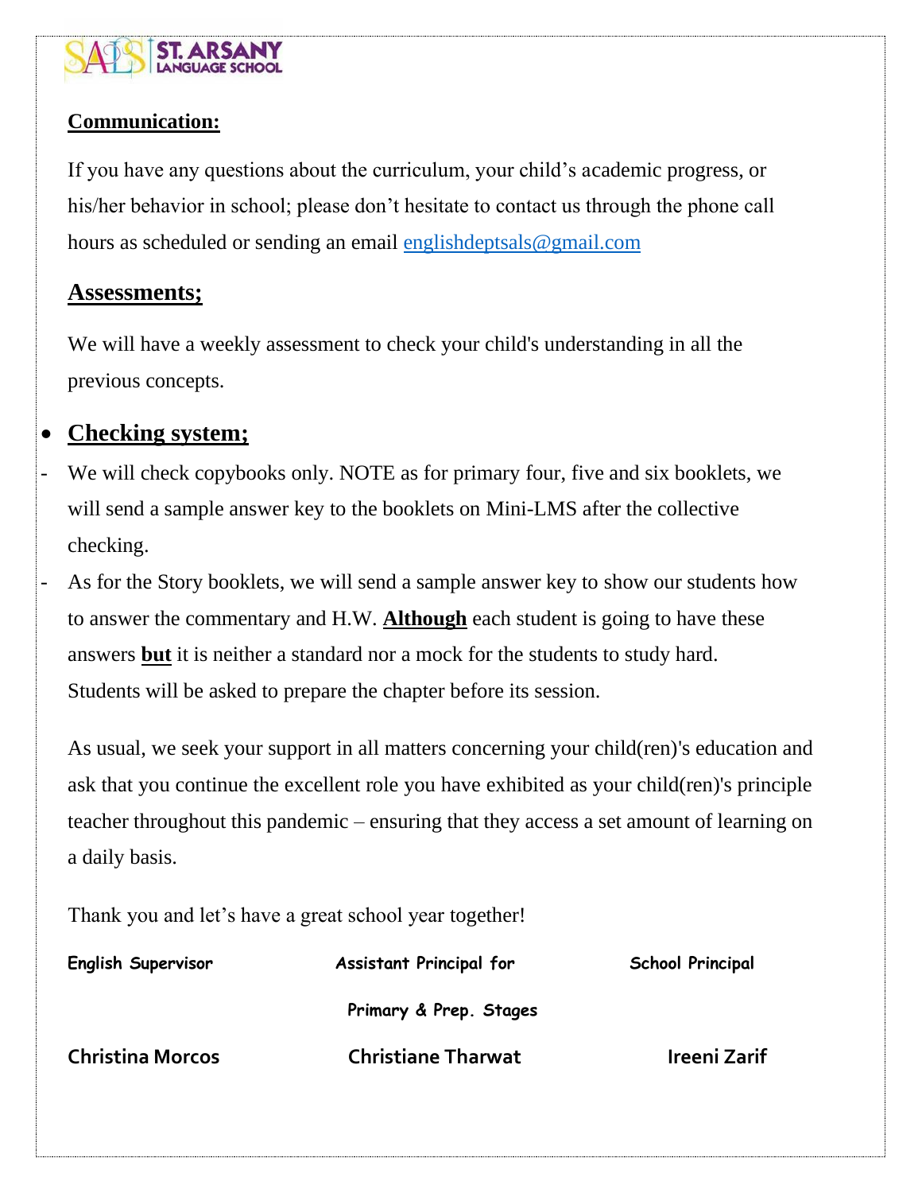**Communication:**

If you have any questions about the curriculum, your child's academic progress, or his/her behavior in school; please don't hesitate to contact us through the phone call hours as scheduled or sending an email englishdeptsals@gmail.com

## Assessments;

We will have a weekly assessment to check your child's understanding in all the previous concepts.

- ## Checking system;

- We will check copybooks only. NOTE as for primary four, five and six booklets, we will send a sample answer key to the booklets on Mini-LMS after the collective checking.
- As for the Story booklets, we will send a sample answer key to show our students how to answer the commentary and H.W. **Although** each student is going to have these answers **but** it is neither a standard nor a mock for the students to study hard. Students will be asked to prepare the chapter before its session.

As usual, we seek your support in all matters concerning your child(ren)'s education and ask that you continue the excellent role you have exhibited as your child(ren)'s principle teacher throughout this pandemic – ensuring that they access a set amount of learning on a daily basis.

Thank you and let's have a great school year together!

| English Supervisor | Assistant Principal for Primary & Prep. Stages | School Principal |
| --- | --- | --- |
| **Christina Morcos** | **Christiane Tharwat** | **Ireeni Zarif** |